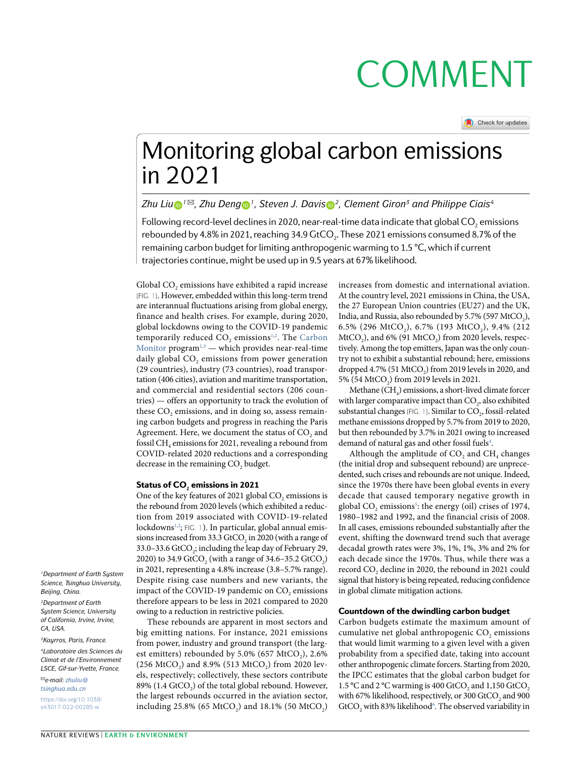# COMMENT

# Monitoring global carbon emissions in 2021

*Zhu Liu[1]✉, Zhu Deng[1], Steven J. Davis[2], Clement Giron[3] and Philippe Ciais[4]*

Following record-level declines in 2020, near-real-time data indicate that global $CO_2$ emissions rebounded by 4.8% in 2021, reaching 34.9 $GtCO_2$. These 2021 emissions consumed 8.7% of the remaining carbon budget for limiting anthropogenic warming to 1.5 °C, which if current trajectories continue, might be used up in 9.5 years at 67% likelihood.

Global $CO_2$ emissions have exhibited a rapid increase (FIG. 1). However, embedded within this long-term trend are interannual fluctuations arising from global energy, finance and health crises. For example, during 2020, global lockdowns owing to the COVID-19 pandemic temporarily reduced $CO_2$ emissions[1,2]. The Carbon Monitor program[1,3] — which provides near-real-time daily global $CO_2$ emissions from power generation (29 countries), industry (73 countries), road transportation (406 cities), aviation and maritime transportation, and commercial and residential sectors (206 countries) — offers an opportunity to track the evolution of these $CO_2$ emissions, and in doing so, assess remaining carbon budgets and progress in reaching the Paris Agreement. Here, we document the status of $CO_2$ and fossil $CH_4$ emissions for 2021, revealing a rebound from COVID-related 2020 reductions and a corresponding decrease in the remaining $CO_2$ budget.

### Status of $CO_2$ emissions in 2021

One of the key features of 2021 global $CO_2$ emissions is the rebound from 2020 levels (which exhibited a reduction from 2019 associated with COVID-19-related lockdowns[1,2]; FIG. 1). In particular, global annual emissions increased from 33.3 $GtCO_2$ in 2020 (with a range of 33.0–33.6 $GtCO_2$; including the leap day of February 29, 2020) to 34.9 $GtCO_2$ (with a range of 34.6–35.2 $GtCO_2$) in 2021, representing a 4.8% increase (3.8–5.7% range). Despite rising case numbers and new variants, the impact of the COVID-19 pandemic on $CO_2$ emissions therefore appears to be less in 2021 compared to 2020 owing to a reduction in restrictive policies.

These rebounds are apparent in most sectors and big emitting nations. For instance, 2021 emissions from power, industry and ground transport (the largest emitters) rebounded by 5.0% (657 $MtCO_2$), 2.6% (256 $MtCO_2$) and 8.9% (513 $MtCO_2$) from 2020 levels, respectively; collectively, these sectors contribute 89% (1.4 $GtCO_2$) of the total global rebound. However, the largest rebounds occurred in the aviation sector, including 25.8% (65 $MtCO_2$) and 18.1% (50 $MtCO_2$) increases from domestic and international aviation. At the country level, 2021 emissions in China, the USA, the 27 European Union countries (EU27) and the UK, India, and Russia, also rebounded by 5.7% (597 $MtCO_2$), 6.5% (296 $MtCO_2$), 6.7% (193 $MtCO_2$), 9.4% (212 $MtCO_2$), and 6% (91 $MtCO_2$) from 2020 levels, respectively. Among the top emitters, Japan was the only country not to exhibit a substantial rebound; here, emissions dropped 4.7% (51 $MtCO_2$) from 2019 levels in 2020, and 5% (54 $MtCO_2$) from 2019 levels in 2021.

Methane ($CH_4$) emissions, a short-lived climate forcer with larger comparative impact than $CO_2$, also exhibited substantial changes (FIG. 1). Similar to $CO_2$, fossil-related methane emissions dropped by 5.7% from 2019 to 2020, but then rebounded by 3.7% in 2021 owing to increased demand of natural gas and other fossil fuels[4].

Although the amplitude of $CO_2$ and $CH_4$ changes (the initial drop and subsequent rebound) are unprecedented, such crises and rebounds are not unique. Indeed, since the 1970s there have been global events in every decade that caused temporary negative growth in global $CO_2$ emissions[5]: the energy (oil) crises of 1974, 1980–1982 and 1992, and the financial crisis of 2008. In all cases, emissions rebounded substantially after the event, shifting the downward trend such that average decadal growth rates were 3%, 1%, 1%, 3% and 2% for each decade since the 1970s. Thus, while there was a record $CO_2$ decline in 2020, the rebound in 2021 could signal that history is being repeated, reducing confidence in global climate mitigation actions.

### Countdown of the dwindling carbon budget

Carbon budgets estimate the maximum amount of cumulative net global anthropogenic $CO_2$ emissions that would limit warming to a given level with a given probability from a specified date, taking into account other anthropogenic climate forcers. Starting from 2020, the IPCC estimates that the global carbon budget for 1.5 °C and 2 °C warming is 400 $GtCO_2$ and 1,150 $GtCO_2$ with 67% likelihood, respectively, or 300 $GtCO_2$ and 900 $GtCO_2$ with 83% likelihood[6]. The observed variability in

[1]Department of Earth System Science, Tsinghua University, Beijing, China.

[2]Department of Earth System Science, University of California, Irvine, Irvine, CA, USA.

[3]Kayrros, Paris, France.

[4]Laboratoire des Sciences du Climat et de l'Environnement LSCE, Gif-sur-Yvette, France.

✉e-mail: zhuliu@tsinghua.edu.cn

https://doi.org/10.1038/s43017-022-00285-w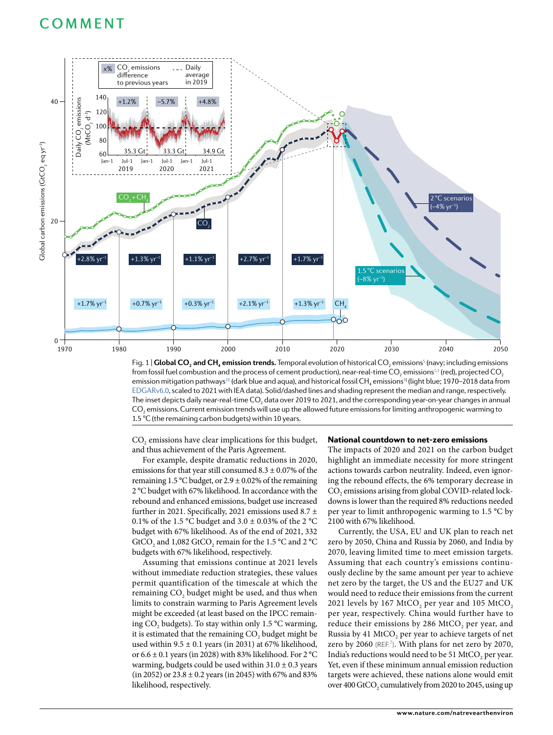Fig. 1 | **Global $CO_2$ and $CH_4$ emission trends.** Temporal evolution of historical $CO_2$ emissions[5] (navy; including emissions from fossil fuel combustion and the process of cement production), near-real-time $CO_2$ emissions[1,3] (red), projected $CO_2$ emission mitigation pathways[10] (dark blue and aqua), and historical fossil $CH_4$ emissions[9] (light blue; 1970–2018 data from EDGARv6.0, scaled to 2021 with IEA data). Solid/dashed lines and shading represent the median and range, respectively. The inset depicts daily near-real-time $CO_2$ data over 2019 to 2021, and the corresponding year-on-year changes in annual $CO_2$ emissions. Current emission trends will use up the allowed future emissions for limiting anthropogenic warming to 1.5 °C (the remaining carbon budgets) within 10 years.

$CO_2$ emissions have clear implications for this budget, and thus achievement of the Paris Agreement.

For example, despite dramatic reductions in 2020, emissions for that year still consumed 8.3 ± 0.07% of the remaining 1.5 °C budget, or 2.9 ± 0.02% of the remaining 2 °C budget with 67% likelihood. In accordance with the rebound and enhanced emissions, budget use increased further in 2021. Specifically, 2021 emissions used 8.7 ± 0.1% of the 1.5 °C budget and 3.0 ± 0.03% of the 2 °C budget with 67% likelihood. As of the end of 2021, 332 $GtCO_2$ and 1,082 $GtCO_2$ remain for the 1.5 °C and 2 °C budgets with 67% likelihood, respectively.

Assuming that emissions continue at 2021 levels without immediate reduction strategies, these values permit quantification of the timescale at which the remaining $CO_2$ budget might be used, and thus when limits to constrain warming to Paris Agreement levels might be exceeded (at least based on the IPCC remaining $CO_2$ budgets). To stay within only 1.5 °C warming, it is estimated that the remaining $CO_2$ budget might be used within 9.5 ± 0.1 years (in 2031) at 67% likelihood, or 6.6 ± 0.1 years (in 2028) with 83% likelihood. For 2 °C warming, budgets could be used within 31.0 ± 0.3 years (in 2052) or 23.8 ± 0.2 years (in 2045) with 67% and 83% likelihood, respectively.

## National countdown to net-zero emissions

The impacts of 2020 and 2021 on the carbon budget highlight an immediate necessity for more stringent actions towards carbon neutrality. Indeed, even ignoring the rebound effects, the 6% temporary decrease in $CO_2$ emissions arising from global COVID-related lockdowns is lower than the required 8% reductions needed per year to limit anthropogenic warming to 1.5 °C by 2100 with 67% likelihood.

Currently, the USA, EU and UK plan to reach net zero by 2050, China and Russia by 2060, and India by 2070, leaving limited time to meet emission targets. Assuming that each country's emissions continuously decline by the same amount per year to achieve net zero by the target, the US and the EU27 and UK would need to reduce their emissions from the current 2021 levels by 167 $MtCO_2$ per year and 105 $MtCO_2$ per year, respectively. China would further have to reduce their emissions by 286 $MtCO_2$ per year, and Russia by 41 $MtCO_2$ per year to achieve targets of net zero by 2060 (REF.[7]). With plans for net zero by 2070, India's reductions would need to be 51 $MtCO_2$ per year. Yet, even if these minimum annual emission reduction targets were achieved, these nations alone would emit over 400 $GtCO_2$ cumulatively from 2020 to 2045, using up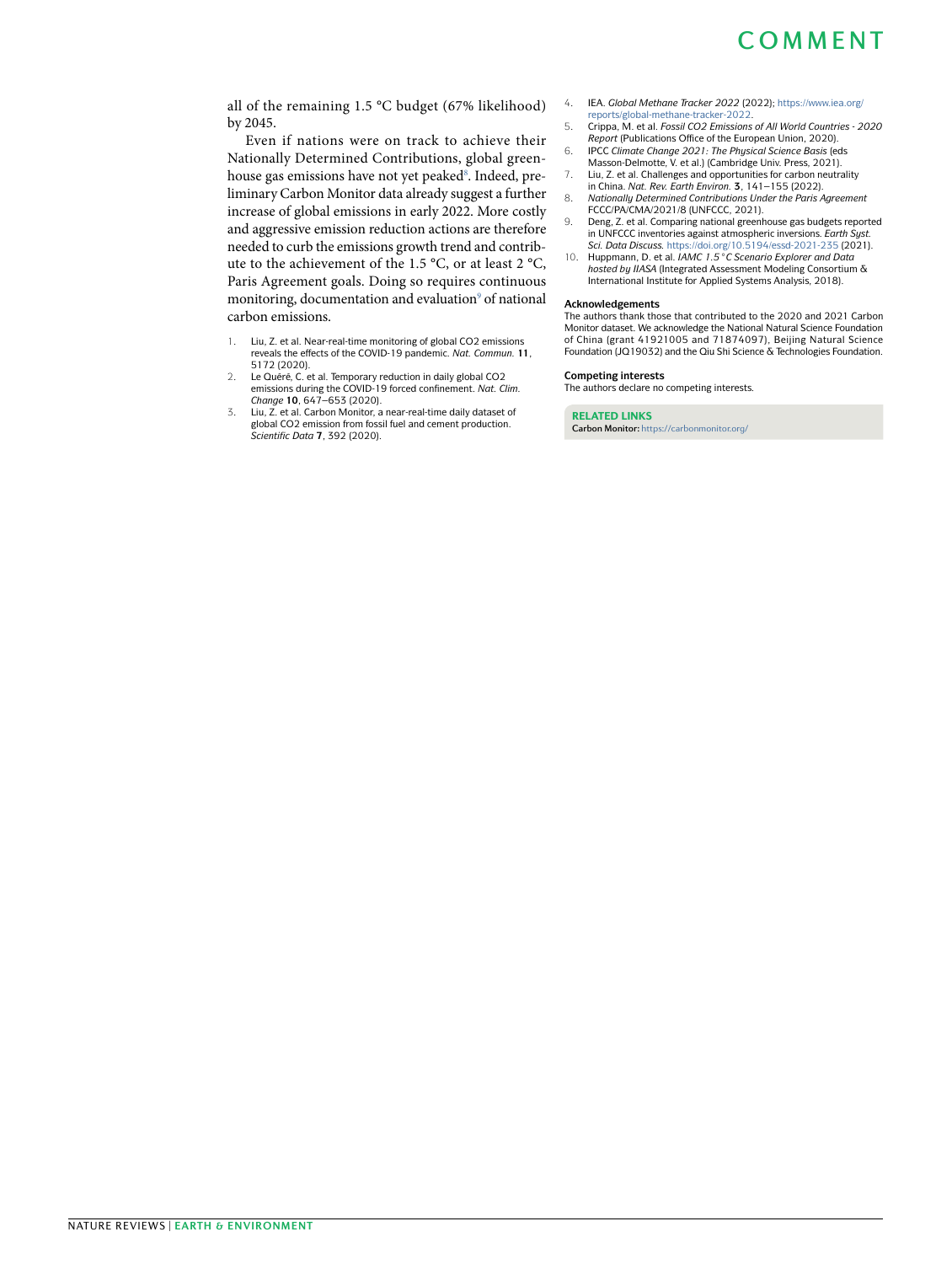all of the remaining 1.5 °C budget (67% likelihood) by 2045.

Even if nations were on track to achieve their Nationally Determined Contributions, global greenhouse gas emissions have not yet peaked[8]. Indeed, preliminary Carbon Monitor data already suggest a further increase of global emissions in early 2022. More costly and aggressive emission reduction actions are therefore needed to curb the emissions growth trend and contribute to the achievement of the 1.5 °C, or at least 2 °C, Paris Agreement goals. Doing so requires continuous monitoring, documentation and evaluation[9] of national carbon emissions.

1. Liu, Z. et al. Near-real-time monitoring of global CO2 emissions reveals the effects of the COVID-19 pandemic. *Nat. Commun.* **11**, 5172 (2020).
2. Le Quéré, C. et al. Temporary reduction in daily global CO2 emissions during the COVID-19 forced confinement. *Nat. Clim. Change* **10**, 647–653 (2020).
3. Liu, Z. et al. Carbon Monitor, a near-real-time daily dataset of global CO2 emission from fossil fuel and cement production. *Scientific Data* **7**, 392 (2020).
4. IEA. *Global Methane Tracker 2022* (2022); https://www.iea.org/reports/global-methane-tracker-2022.
5. Crippa, M. et al. *Fossil CO2 Emissions of All World Countries - 2020 Report* (Publications Office of the European Union, 2020).
6. IPCC *Climate Change 2021: The Physical Science Basis* (eds Masson-Delmotte, V. et al.) (Cambridge Univ. Press, 2021).
7. Liu, Z. et al. Challenges and opportunities for carbon neutrality in China. *Nat. Rev. Earth Environ.* **3**, 141–155 (2022).
8. *Nationally Determined Contributions Under the Paris Agreement* FCCC/PA/CMA/2021/8 (UNFCCC, 2021).
9. Deng, Z. et al. Comparing national greenhouse gas budgets reported in UNFCCC inventories against atmospheric inversions. *Earth Syst. Sci. Data Discuss.* https://doi.org/10.5194/essd-2021-235 (2021).
10. Huppmann, D. et al. *IAMC 1.5 °C Scenario Explorer and Data hosted by IIASA* (Integrated Assessment Modeling Consortium & International Institute for Applied Systems Analysis, 2018).

#### Acknowledgements

The authors thank those that contributed to the 2020 and 2021 Carbon Monitor dataset. We acknowledge the National Natural Science Foundation of China (grant 41921005 and 71874097), Beijing Natural Science Foundation (JQ19032) and the Qiu Shi Science & Technologies Foundation.

#### Competing interests

The authors declare no competing interests.

#### RELATED LINKS

**Carbon Monitor:** https://carbonmonitor.org/